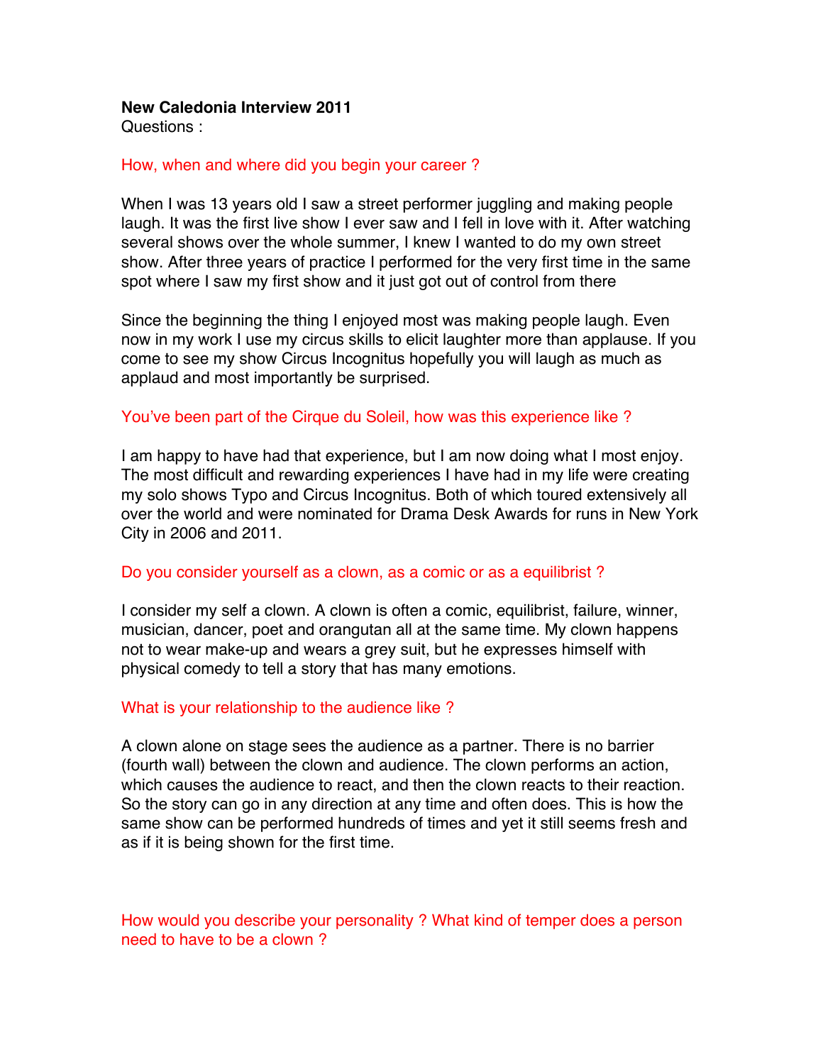**New Caledonia Interview 2011**

Questions :

How, when and where did you begin your career ?

When I was 13 years old I saw a street performer juggling and making people laugh. It was the first live show I ever saw and I fell in love with it. After watching several shows over the whole summer, I knew I wanted to do my own street show. After three years of practice I performed for the very first time in the same spot where I saw my first show and it just got out of control from there

Since the beginning the thing I enjoyed most was making people laugh. Even now in my work I use my circus skills to elicit laughter more than applause. If you come to see my show Circus Incognitus hopefully you will laugh as much as applaud and most importantly be surprised.

You've been part of the Cirque du Soleil, how was this experience like ?

I am happy to have had that experience, but I am now doing what I most enjoy. The most difficult and rewarding experiences I have had in my life were creating my solo shows Typo and Circus Incognitus. Both of which toured extensively all over the world and were nominated for Drama Desk Awards for runs in New York City in 2006 and 2011.

Do you consider yourself as a clown, as a comic or as a equilibrist ?

I consider my self a clown. A clown is often a comic, equilibrist, failure, winner, musician, dancer, poet and orangutan all at the same time. My clown happens not to wear make-up and wears a grey suit, but he expresses himself with physical comedy to tell a story that has many emotions.

What is your relationship to the audience like ?

A clown alone on stage sees the audience as a partner. There is no barrier (fourth wall) between the clown and audience. The clown performs an action, which causes the audience to react, and then the clown reacts to their reaction. So the story can go in any direction at any time and often does. This is how the same show can be performed hundreds of times and yet it still seems fresh and as if it is being shown for the first time.

How would you describe your personality ? What kind of temper does a person need to have to be a clown ?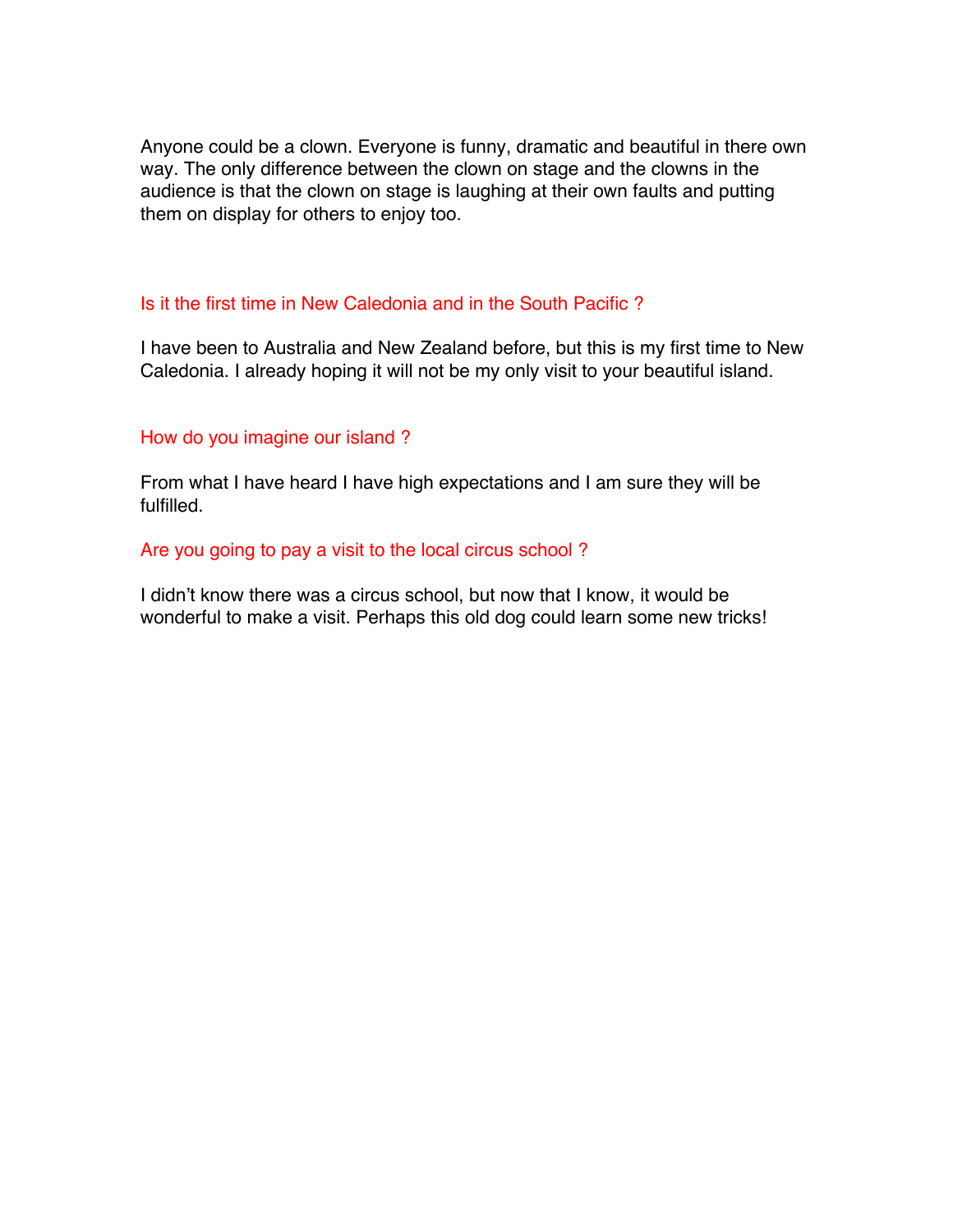Anyone could be a clown. Everyone is funny, dramatic and beautiful in there own way. The only difference between the clown on stage and the clowns in the audience is that the clown on stage is laughing at their own faults and putting them on display for others to enjoy too.

**Is it the first time in New Caledonia and in the South Pacific ?**

I have been to Australia and New Zealand before, but this is my first time to New Caledonia. I already hoping it will not be my only visit to your beautiful island.

**How do you imagine our island ?**

From what I have heard I have high expectations and I am sure they will be fulfilled.

**Are you going to pay a visit to the local circus school ?**

I didn't know there was a circus school, but now that I know, it would be wonderful to make a visit. Perhaps this old dog could learn some new tricks!